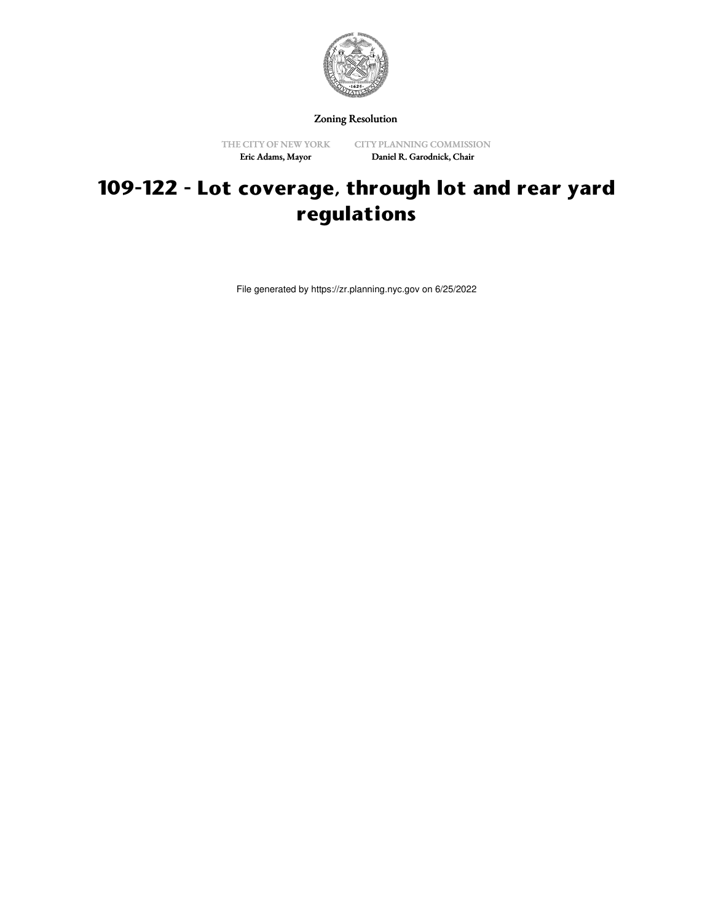Zoning Resolution

THE CITY OF NEW YORK
Eric Adams, Mayor

CITY PLANNING COMMISSION
Daniel R. Garodnick, Chair

# 109-122 - Lot coverage, through lot and rear yard regulations

File generated by https://zr.planning.nyc.gov on 6/25/2022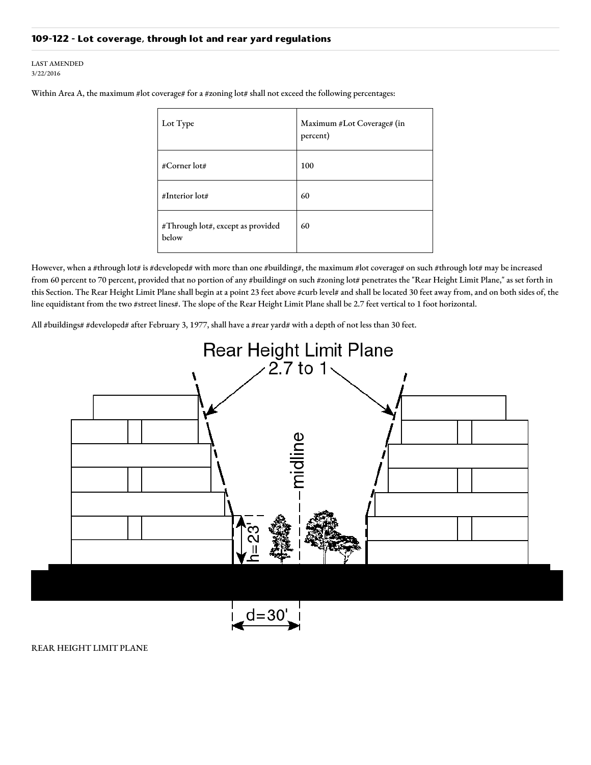### 109-122 - Lot coverage, through lot and rear yard regulations

LAST AMENDED
3/22/2016

Within Area A, the maximum #lot coverage# for a #zoning lot# shall not exceed the following percentages:

| Lot Type | Maximum #Lot Coverage# (in percent) |
|---|---|
| #Corner lot# | 100 |
| #Interior lot# | 60 |
| #Through lot#, except as provided below | 60 |

However, when a #through lot# is #developed# with more than one #building#, the maximum #lot coverage# on such #through lot# may be increased from 60 percent to 70 percent, provided that no portion of any #building# on such #zoning lot# penetrates the "Rear Height Limit Plane," as set forth in this Section. The Rear Height Limit Plane shall begin at a point 23 feet above #curb level# and shall be located 30 feet away from, and on both sides of, the line equidistant from the two #street lines#. The slope of the Rear Height Limit Plane shall be 2.7 feet vertical to 1 foot horizontal.

All #buildings# #developed# after February 3, 1977, shall have a #rear yard# with a depth of not less than 30 feet.

Rear Height Limit Plane
2.7 to 1
midline
h=23'
d=30'

REAR HEIGHT LIMIT PLANE